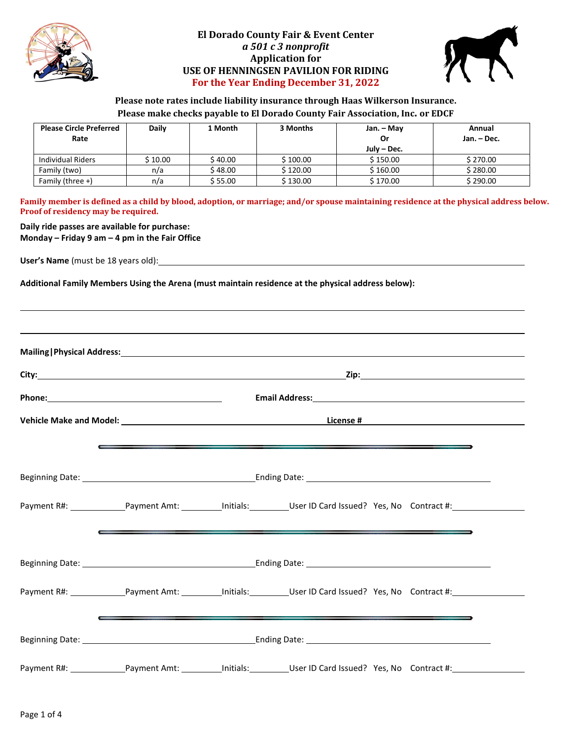# El Dorado County Fair & Event Center

*a 501 c 3 nonprofit*

**Application for**

**USE OF HENNINGSEN PAVILION FOR RIDING**

**For the Year Ending December 31, 2022**

**Please note rates include liability insurance through Haas Wilkerson Insurance.**
**Please make checks payable to El Dorado County Fair Association, Inc. or EDCF**

| Please Circle Preferred Rate | Daily | 1 Month | 3 Months | Jan. – May Or July – Dec. | Annual Jan. – Dec. |
|---|---|---|---|---|---|
| Individual Riders | $ 10.00 | $ 40.00 | $ 100.00 | $ 150.00 | $ 270.00 |
| Family (two) | n/a | $ 48.00 | $ 120.00 | $ 160.00 | $ 280.00 |
| Family (three +) | n/a | $ 55.00 | $ 130.00 | $ 170.00 | $ 290.00 |

**Family member is defined as a child by blood, adoption, or marriage; and/or spouse maintaining residence at the physical address below. Proof of residency may be required.**

**Daily ride passes are available for purchase:**
**Monday – Friday 9 am – 4 pm in the Fair Office**

**User's Name** (must be 18 years old): ______________________________

**Additional Family Members Using the Arena (must maintain residence at the physical address below):**

______________________________

______________________________

**Mailing|Physical Address:** ______________________________

**City:** ______________________________ **Zip:** ______________

**Phone:** ______________________ **Email Address:** ______________________

**Vehicle Make and Model:** ______________________ **License #** ______________________

---

Beginning Date: ______________________ Ending Date: ______________________

Payment R#: __________ Payment Amt: ________ Initials: ________ User ID Card Issued? Yes, No Contract #: __________

---

Beginning Date: ______________________ Ending Date: ______________________

Payment R#: __________ Payment Amt: ________ Initials: ________ User ID Card Issued? Yes, No Contract #: __________

---

Beginning Date: ______________________ Ending Date: ______________________

Payment R#: __________ Payment Amt: ________ Initials: ________ User ID Card Issued? Yes, No Contract #: __________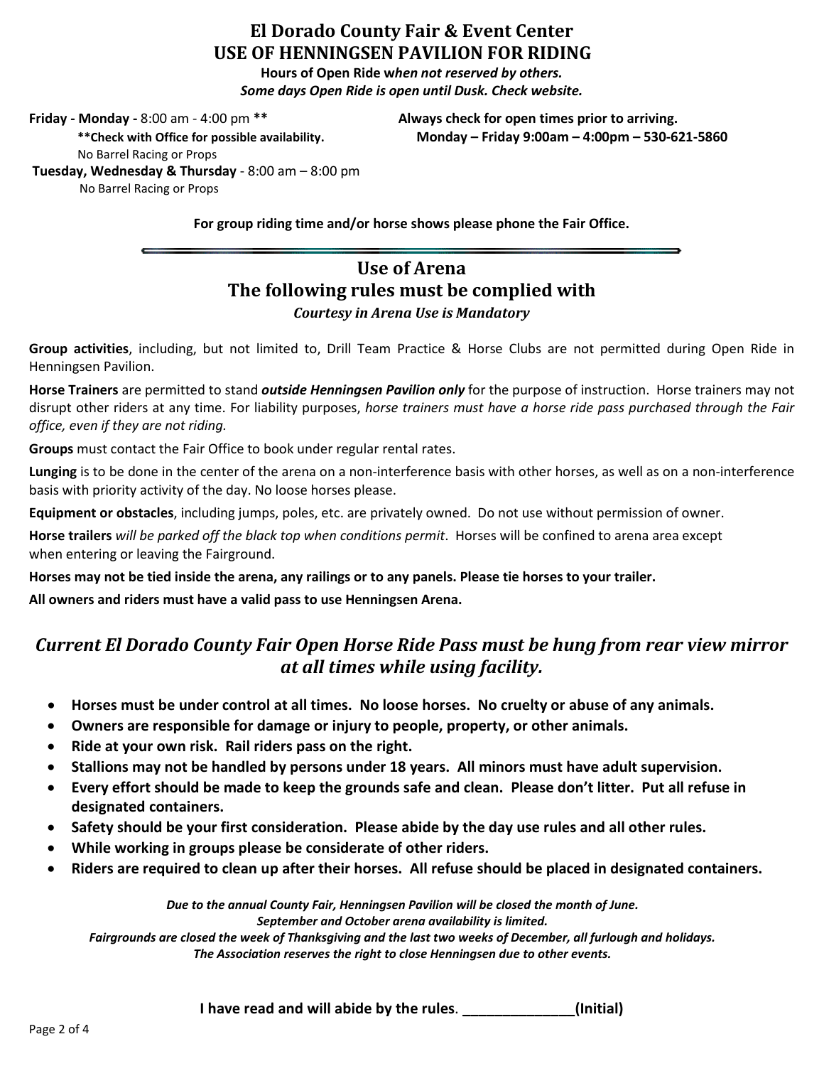# El Dorado County Fair & Event Center
# USE OF HENNINGSEN PAVILION FOR RIDING

**Hours of Open Ride w*hen not reserved by others.***
***Some days Open Ride is open until Dusk. Check website.***

**Friday - Monday -** 8:00 am - 4:00 pm **\*\***
**\*\*Check with Office for possible availability.**
No Barrel Racing or Props

**Tuesday, Wednesday & Thursday** - 8:00 am – 8:00 pm
No Barrel Racing or Props

**Always check for open times prior to arriving.**
**Monday – Friday 9:00am – 4:00pm – 530-621-5860**

**For group riding time and/or horse shows please phone the Fair Office.**

---

## Use of Arena
## The following rules must be complied with

***Courtesy in Arena Use is Mandatory***

**Group activities**, including, but not limited to, Drill Team Practice & Horse Clubs are not permitted during Open Ride in Henningsen Pavilion.

**Horse Trainers** are permitted to stand ***outside Henningsen Pavilion only*** for the purpose of instruction. Horse trainers may not disrupt other riders at any time. For liability purposes, *horse trainers must have a horse ride pass purchased through the Fair office, even if they are not riding.*

**Groups** must contact the Fair Office to book under regular rental rates.

**Lunging** is to be done in the center of the arena on a non-interference basis with other horses, as well as on a non-interference basis with priority activity of the day. No loose horses please.

**Equipment or obstacles**, including jumps, poles, etc. are privately owned. Do not use without permission of owner.

**Horse trailers** *will be parked off the black top when conditions permit*. Horses will be confined to arena area except when entering or leaving the Fairground.

**Horses may not be tied inside the arena, any railings or to any panels. Please tie horses to your trailer.**

**All owners and riders must have a valid pass to use Henningsen Arena.**

## *Current El Dorado County Fair Open Horse Ride Pass must be hung from rear view mirror at all times while using facility.*

- **Horses must be under control at all times. No loose horses. No cruelty or abuse of any animals.**
- **Owners are responsible for damage or injury to people, property, or other animals.**
- **Ride at your own risk. Rail riders pass on the right.**
- **Stallions may not be handled by persons under 18 years. All minors must have adult supervision.**
- **Every effort should be made to keep the grounds safe and clean. Please don't litter. Put all refuse in designated containers.**
- **Safety should be your first consideration. Please abide by the day use rules and all other rules.**
- **While working in groups please be considerate of other riders.**
- **Riders are required to clean up after their horses. All refuse should be placed in designated containers.**

***Due to the annual County Fair, Henningsen Pavilion will be closed the month of June.***
***September and October arena availability is limited.***
***Fairgrounds are closed the week of Thanksgiving and the last two weeks of December, all furlough and holidays.***
***The Association reserves the right to close Henningsen due to other events.***

**I have read and will abide by the rules. ______________(Initial)**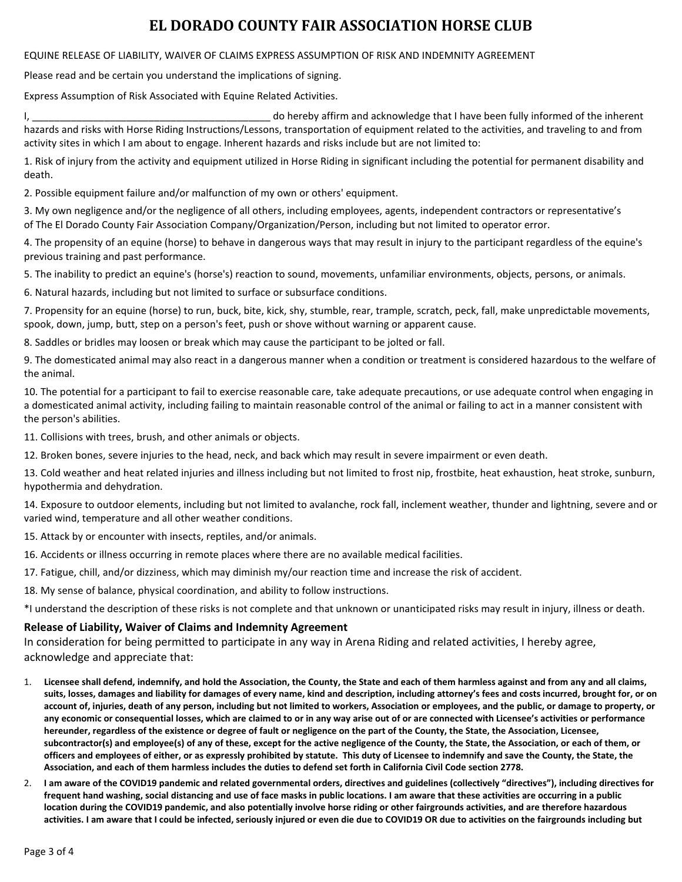# EL DORADO COUNTY FAIR ASSOCIATION HORSE CLUB

EQUINE RELEASE OF LIABILITY, WAIVER OF CLAIMS EXPRESS ASSUMPTION OF RISK AND INDEMNITY AGREEMENT

Please read and be certain you understand the implications of signing.

Express Assumption of Risk Associated with Equine Related Activities.

I, ___________________________________________ do hereby affirm and acknowledge that I have been fully informed of the inherent hazards and risks with Horse Riding Instructions/Lessons, transportation of equipment related to the activities, and traveling to and from activity sites in which I am about to engage. Inherent hazards and risks include but are not limited to:

1. Risk of injury from the activity and equipment utilized in Horse Riding in significant including the potential for permanent disability and death.
2. Possible equipment failure and/or malfunction of my own or others' equipment.
3. My own negligence and/or the negligence of all others, including employees, agents, independent contractors or representative's of The El Dorado County Fair Association Company/Organization/Person, including but not limited to operator error.
4. The propensity of an equine (horse) to behave in dangerous ways that may result in injury to the participant regardless of the equine's previous training and past performance.
5. The inability to predict an equine's (horse's) reaction to sound, movements, unfamiliar environments, objects, persons, or animals.
6. Natural hazards, including but not limited to surface or subsurface conditions.
7. Propensity for an equine (horse) to run, buck, bite, kick, shy, stumble, rear, trample, scratch, peck, fall, make unpredictable movements, spook, down, jump, butt, step on a person's feet, push or shove without warning or apparent cause.
8. Saddles or bridles may loosen or break which may cause the participant to be jolted or fall.
9. The domesticated animal may also react in a dangerous manner when a condition or treatment is considered hazardous to the welfare of the animal.
10. The potential for a participant to fail to exercise reasonable care, take adequate precautions, or use adequate control when engaging in a domesticated animal activity, including failing to maintain reasonable control of the animal or failing to act in a manner consistent with the person's abilities.
11. Collisions with trees, brush, and other animals or objects.
12. Broken bones, severe injuries to the head, neck, and back which may result in severe impairment or even death.
13. Cold weather and heat related injuries and illness including but not limited to frost nip, frostbite, heat exhaustion, heat stroke, sunburn, hypothermia and dehydration.
14. Exposure to outdoor elements, including but not limited to avalanche, rock fall, inclement weather, thunder and lightning, severe and or varied wind, temperature and all other weather conditions.
15. Attack by or encounter with insects, reptiles, and/or animals.
16. Accidents or illness occurring in remote places where there are no available medical facilities.
17. Fatigue, chill, and/or dizziness, which may diminish my/our reaction time and increase the risk of accident.
18. My sense of balance, physical coordination, and ability to follow instructions.

*I understand the description of these risks is not complete and that unknown or unanticipated risks may result in injury, illness or death.

### Release of Liability, Waiver of Claims and Indemnity Agreement

In consideration for being permitted to participate in any way in Arena Riding and related activities, I hereby agree, acknowledge and appreciate that:

1. **Licensee shall defend, indemnify, and hold the Association, the County, the State and each of them harmless against and from any and all claims, suits, losses, damages and liability for damages of every name, kind and description, including attorney's fees and costs incurred, brought for, or on account of, injuries, death of any person, including but not limited to workers, Association or employees, and the public, or damage to property, or any economic or consequential losses, which are claimed to or in any way arise out of or are connected with Licensee's activities or performance hereunder, regardless of the existence or degree of fault or negligence on the part of the County, the State, the Association, Licensee, subcontractor(s) and employee(s) of any of these, except for the active negligence of the County, the State, the Association, or each of them, or officers and employees of either, or as expressly prohibited by statute. This duty of Licensee to indemnify and save the County, the State, the Association, and each of them harmless includes the duties to defend set forth in California Civil Code section 2778.**
2. **I am aware of the COVID19 pandemic and related governmental orders, directives and guidelines (collectively "directives"), including directives for frequent hand washing, social distancing and use of face masks in public locations. I am aware that these activities are occurring in a public location during the COVID19 pandemic, and also potentially involve horse riding or other fairgrounds activities, and are therefore hazardous activities. I am aware that I could be infected, seriously injured or even die due to COVID19 OR due to activities on the fairgrounds including but**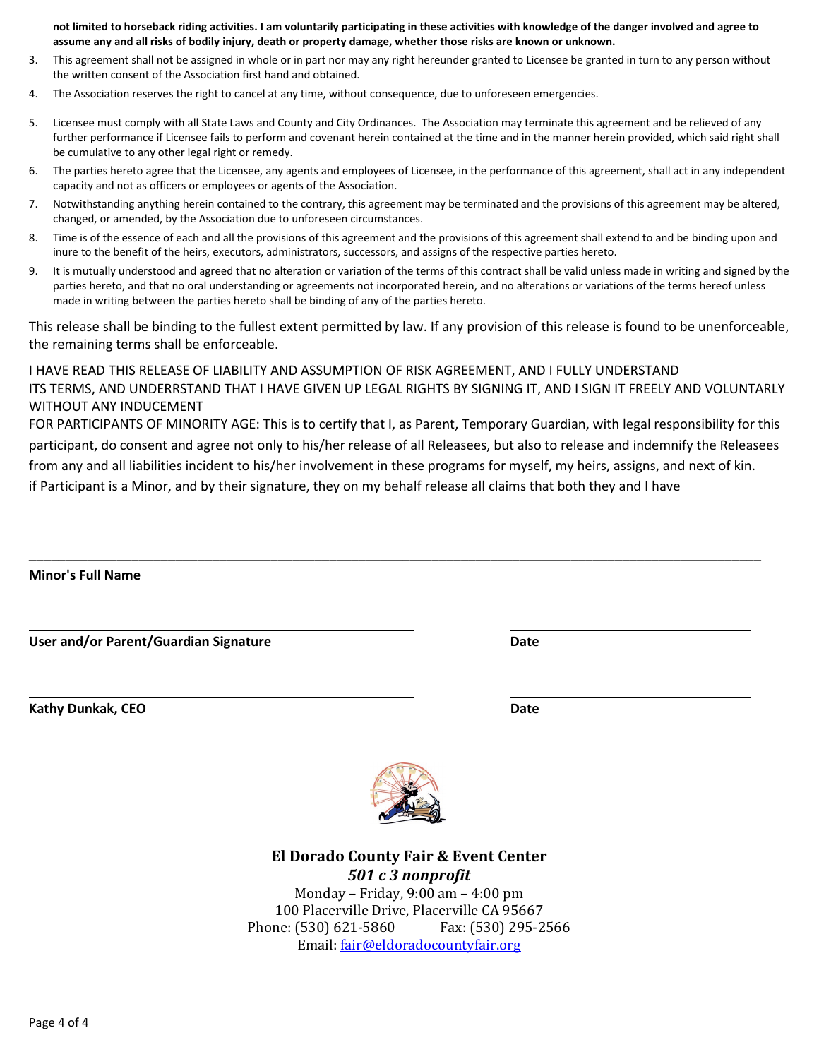**not limited to horseback riding activities. I am voluntarily participating in these activities with knowledge of the danger involved and agree to assume any and all risks of bodily injury, death or property damage, whether those risks are known or unknown.**

3. This agreement shall not be assigned in whole or in part nor may any right hereunder granted to Licensee be granted in turn to any person without the written consent of the Association first hand and obtained.
4. The Association reserves the right to cancel at any time, without consequence, due to unforeseen emergencies.
5. Licensee must comply with all State Laws and County and City Ordinances. The Association may terminate this agreement and be relieved of any further performance if Licensee fails to perform and covenant herein contained at the time and in the manner herein provided, which said right shall be cumulative to any other legal right or remedy.
6. The parties hereto agree that the Licensee, any agents and employees of Licensee, in the performance of this agreement, shall act in any independent capacity and not as officers or employees or agents of the Association.
7. Notwithstanding anything herein contained to the contrary, this agreement may be terminated and the provisions of this agreement may be altered, changed, or amended, by the Association due to unforeseen circumstances.
8. Time is of the essence of each and all the provisions of this agreement and the provisions of this agreement shall extend to and be binding upon and inure to the benefit of the heirs, executors, administrators, successors, and assigns of the respective parties hereto.
9. It is mutually understood and agreed that no alteration or variation of the terms of this contract shall be valid unless made in writing and signed by the parties hereto, and that no oral understanding or agreements not incorporated herein, and no alterations or variations of the terms hereof unless made in writing between the parties hereto shall be binding of any of the parties hereto.

This release shall be binding to the fullest extent permitted by law. If any provision of this release is found to be unenforceable, the remaining terms shall be enforceable.

I HAVE READ THIS RELEASE OF LIABILITY AND ASSUMPTION OF RISK AGREEMENT, AND I FULLY UNDERSTAND ITS TERMS, AND UNDERRSTAND THAT I HAVE GIVEN UP LEGAL RIGHTS BY SIGNING IT, AND I SIGN IT FREELY AND VOLUNTARILY WITHOUT ANY INDUCEMENT

FOR PARTICIPANTS OF MINORITY AGE: This is to certify that I, as Parent, Temporary Guardian, with legal responsibility for this participant, do consent and agree not only to his/her release of all Releasees, but also to release and indemnify the Releasees from any and all liabilities incident to his/her involvement in these programs for myself, my heirs, assigns, and next of kin. if Participant is a Minor, and by their signature, they on my behalf release all claims that both they and I have

\_\_\_\_\_\_\_\_\_\_\_\_\_\_\_\_\_\_\_\_\_\_\_\_\_\_\_\_\_\_\_\_\_\_\_\_\_\_\_\_\_\_\_\_\_\_\_\_\_\_\_\_\_\_\_\_\_\_\_\_

**Minor's Full Name**

\_\_\_\_\_\_\_\_\_\_\_\_\_\_\_\_\_\_\_\_\_\_\_\_\_\_\_\_\_\_\_\_\_\_\_ \_\_\_\_\_\_\_\_\_\_\_\_\_\_\_\_\_\_\_\_

**User and/or Parent/Guardian Signature** **Date**

\_\_\_\_\_\_\_\_\_\_\_\_\_\_\_\_\_\_\_\_\_\_\_\_\_\_\_\_\_\_\_\_\_\_\_ \_\_\_\_\_\_\_\_\_\_\_\_\_\_\_\_\_\_\_\_

**Kathy Dunkak, CEO** **Date**

**El Dorado County Fair & Event Center**

***501 c 3 nonprofit***

Monday – Friday, 9:00 am – 4:00 pm
100 Placerville Drive, Placerville CA 95667
Phone: (530) 621-5860 Fax: (530) 295-2566
Email: fair@eldoradocountyfair.org